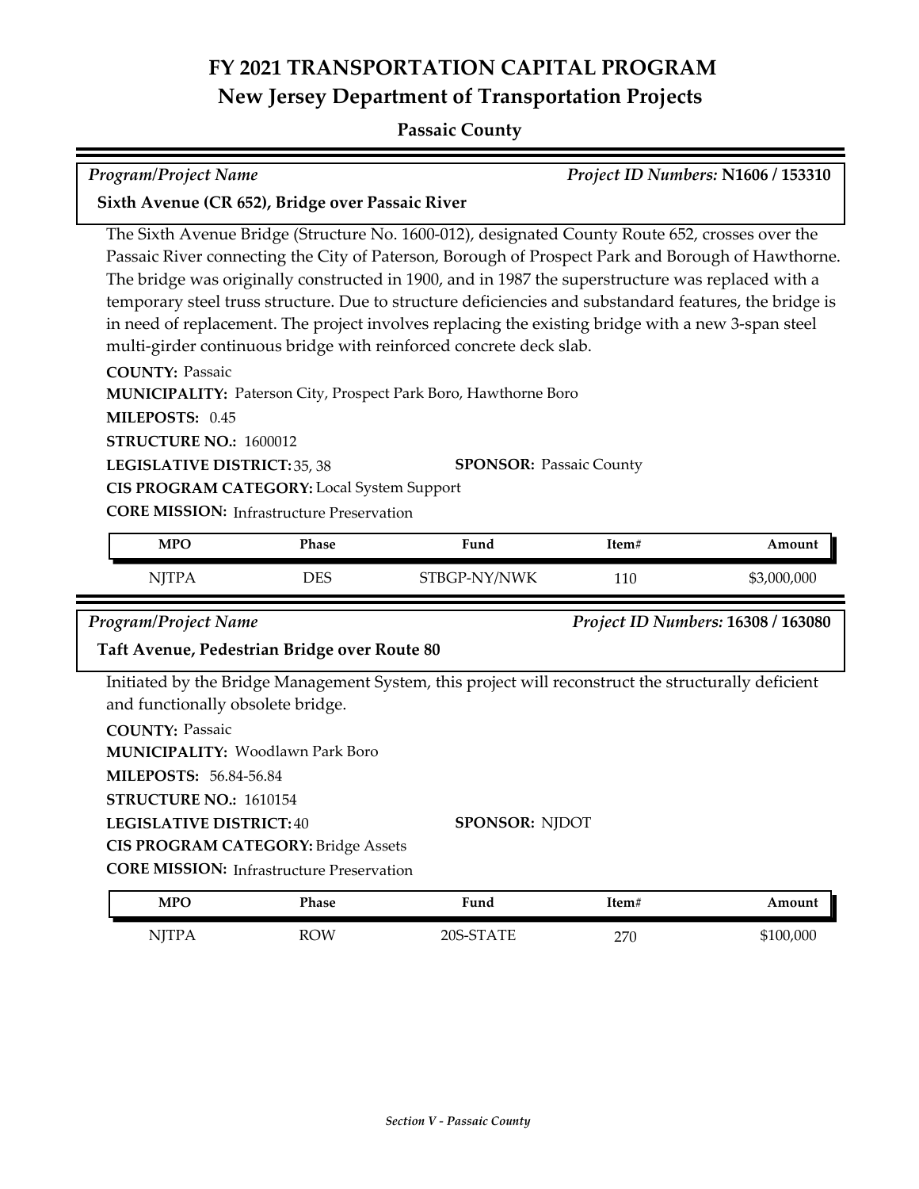# FY 2021 TRANSPORTATION CAPITAL PROGRAM
## New Jersey Department of Transportation Projects

### Passaic County

*Program/Project Name* | *Project ID Numbers:* **N1606 / 153310**

**Sixth Avenue (CR 652), Bridge over Passaic River**

The Sixth Avenue Bridge (Structure No. 1600-012), designated County Route 652, crosses over the Passaic River connecting the City of Paterson, Borough of Prospect Park and Borough of Hawthorne. The bridge was originally constructed in 1900, and in 1987 the superstructure was replaced with a temporary steel truss structure. Due to structure deficiencies and substandard features, the bridge is in need of replacement. The project involves replacing the existing bridge with a new 3-span steel multi-girder continuous bridge with reinforced concrete deck slab.

**COUNTY:** Passaic
**MUNICIPALITY:** Paterson City, Prospect Park Boro, Hawthorne Boro
**MILEPOSTS:** 0.45
**STRUCTURE NO.:** 1600012
**LEGISLATIVE DISTRICT:** 35, 38
**SPONSOR:** Passaic County
**CIS PROGRAM CATEGORY:** Local System Support
**CORE MISSION:** Infrastructure Preservation

| MPO | Phase | Fund | Item# | Amount |
|---|---|---|---|---|
| NJTPA | DES | STBGP-NY/NWK | 110 | $3,000,000 |

*Program/Project Name* | *Project ID Numbers:* **16308 / 163080**

**Taft Avenue, Pedestrian Bridge over Route 80**

Initiated by the Bridge Management System, this project will reconstruct the structurally deficient and functionally obsolete bridge.

**COUNTY:** Passaic
**MUNICIPALITY:** Woodlawn Park Boro
**MILEPOSTS:** 56.84-56.84
**STRUCTURE NO.:** 1610154
**LEGISLATIVE DISTRICT:** 40
**SPONSOR:** NJDOT
**CIS PROGRAM CATEGORY:** Bridge Assets
**CORE MISSION:** Infrastructure Preservation

| MPO | Phase | Fund | Item# | Amount |
|---|---|---|---|---|
| NJTPA | ROW | 20S-STATE | 270 | $100,000 |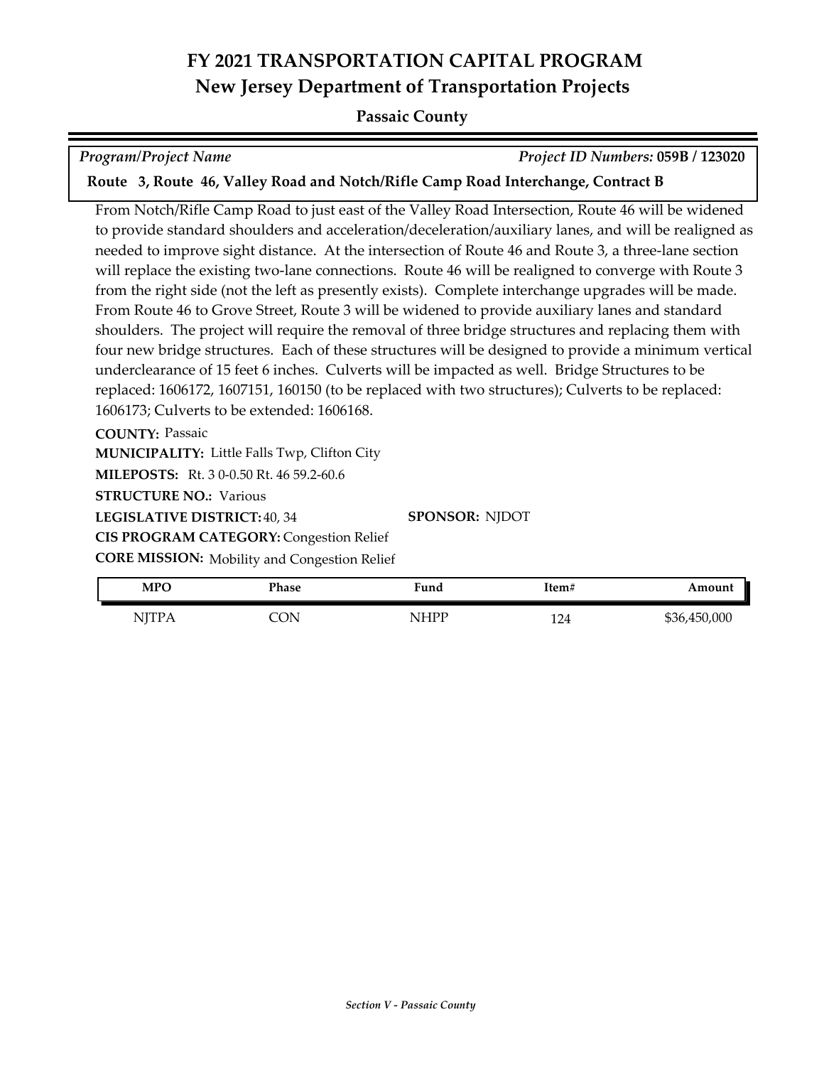# FY 2021 TRANSPORTATION CAPITAL PROGRAM
## New Jersey Department of Transportation Projects

**Passaic County**

*Program/Project Name* — *Project ID Numbers:* **059B / 123020**

**Route 3, Route 46, Valley Road and Notch/Rifle Camp Road Interchange, Contract B**

From Notch/Rifle Camp Road to just east of the Valley Road Intersection, Route 46 will be widened to provide standard shoulders and acceleration/deceleration/auxiliary lanes, and will be realigned as needed to improve sight distance. At the intersection of Route 46 and Route 3, a three-lane section will replace the existing two-lane connections. Route 46 will be realigned to converge with Route 3 from the right side (not the left as presently exists). Complete interchange upgrades will be made. From Route 46 to Grove Street, Route 3 will be widened to provide auxiliary lanes and standard shoulders. The project will require the removal of three bridge structures and replacing them with four new bridge structures. Each of these structures will be designed to provide a minimum vertical underclearance of 15 feet 6 inches. Culverts will be impacted as well. Bridge Structures to be replaced: 1606172, 1607151, 160150 (to be replaced with two structures); Culverts to be replaced: 1606173; Culverts to be extended: 1606168.

**COUNTY:** Passaic
**MUNICIPALITY:** Little Falls Twp, Clifton City
**MILEPOSTS:** Rt. 3 0-0.50 Rt. 46 59.2-60.6
**STRUCTURE NO.:** Various
**LEGISLATIVE DISTRICT:** 40, 34
**SPONSOR:** NJDOT
**CIS PROGRAM CATEGORY:** Congestion Relief
**CORE MISSION:** Mobility and Congestion Relief

| MPO | Phase | Fund | Item# | Amount |
|---|---|---|---|---|
| NJTPA | CON | NHPP | 124 | $36,450,000 |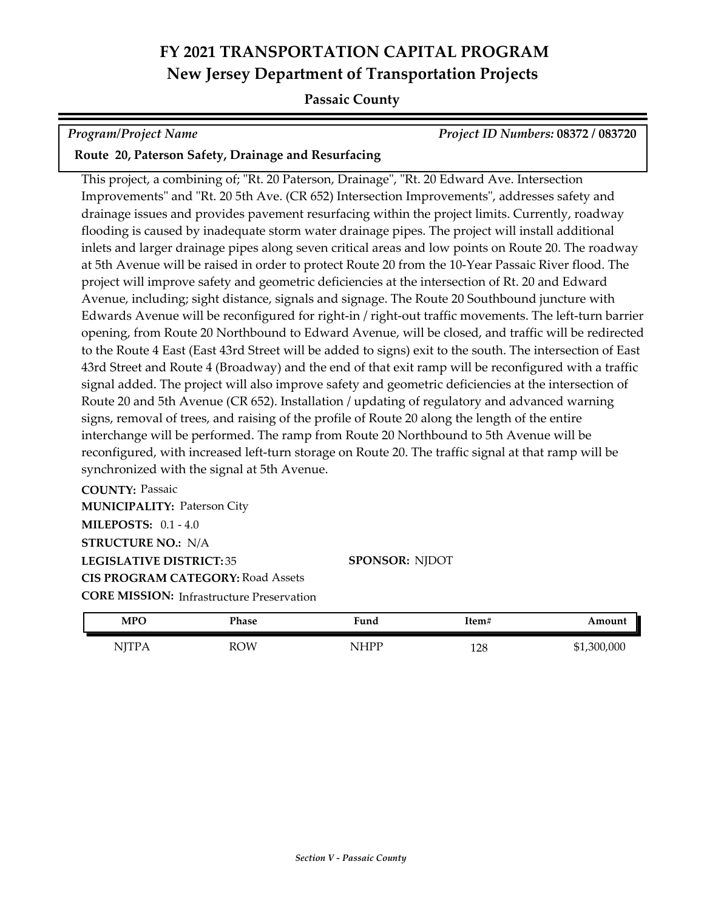# FY 2021 TRANSPORTATION CAPITAL PROGRAM
## New Jersey Department of Transportation Projects

**Passaic County**

*Program/Project Name* | *Project ID Numbers:* **08372 / 083720**

**Route 20, Paterson Safety, Drainage and Resurfacing**

This project, a combining of; "Rt. 20 Paterson, Drainage", "Rt. 20 Edward Ave. Intersection Improvements" and "Rt. 20 5th Ave. (CR 652) Intersection Improvements", addresses safety and drainage issues and provides pavement resurfacing within the project limits. Currently, roadway flooding is caused by inadequate storm water drainage pipes. The project will install additional inlets and larger drainage pipes along seven critical areas and low points on Route 20. The roadway at 5th Avenue will be raised in order to protect Route 20 from the 10-Year Passaic River flood. The project will improve safety and geometric deficiencies at the intersection of Rt. 20 and Edward Avenue, including; sight distance, signals and signage. The Route 20 Southbound juncture with Edwards Avenue will be reconfigured for right-in / right-out traffic movements. The left-turn barrier opening, from Route 20 Northbound to Edward Avenue, will be closed, and traffic will be redirected to the Route 4 East (East 43rd Street will be added to signs) exit to the south. The intersection of East 43rd Street and Route 4 (Broadway) and the end of that exit ramp will be reconfigured with a traffic signal added. The project will also improve safety and geometric deficiencies at the intersection of Route 20 and 5th Avenue (CR 652). Installation / updating of regulatory and advanced warning signs, removal of trees, and raising of the profile of Route 20 along the length of the entire interchange will be performed. The ramp from Route 20 Northbound to 5th Avenue will be reconfigured, with increased left-turn storage on Route 20. The traffic signal at that ramp will be synchronized with the signal at 5th Avenue.

**COUNTY:** Passaic
**MUNICIPALITY:** Paterson City
**MILEPOSTS:** 0.1 - 4.0
**STRUCTURE NO.:** N/A
**LEGISLATIVE DISTRICT:** 35
**SPONSOR:** NJDOT
**CIS PROGRAM CATEGORY:** Road Assets
**CORE MISSION:** Infrastructure Preservation

| MPO | Phase | Fund | Item# | Amount |
|---|---|---|---|---|
| NJTPA | ROW | NHPP | 128 | $1,300,000 |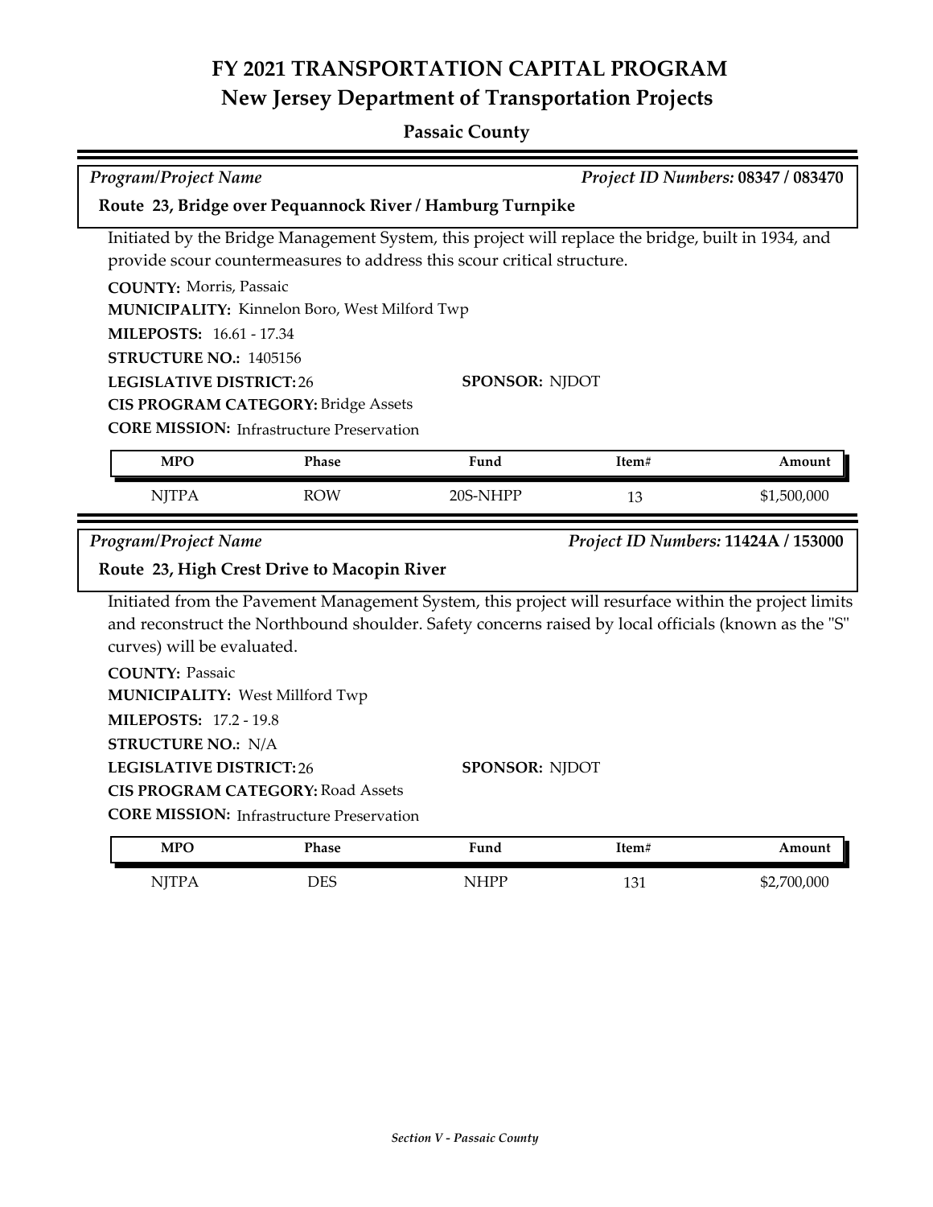# FY 2021 TRANSPORTATION CAPITAL PROGRAM
## New Jersey Department of Transportation Projects

### Passaic County

*Program/Project Name* | *Project ID Numbers:* **08347 / 083470**

**Route 23, Bridge over Pequannock River / Hamburg Turnpike**

Initiated by the Bridge Management System, this project will replace the bridge, built in 1934, and provide scour countermeasures to address this scour critical structure.

**COUNTY:** Morris, Passaic
**MUNICIPALITY:** Kinnelon Boro, West Milford Twp
**MILEPOSTS:** 16.61 - 17.34
**STRUCTURE NO.:** 1405156
**LEGISLATIVE DISTRICT:** 26
**SPONSOR:** NJDOT
**CIS PROGRAM CATEGORY:** Bridge Assets
**CORE MISSION:** Infrastructure Preservation

| MPO | Phase | Fund | Item# | Amount |
|---|---|---|---|---|
| NJTPA | ROW | 20S-NHPP | 13 | $1,500,000 |

*Program/Project Name* | *Project ID Numbers:* **11424A / 153000**

**Route 23, High Crest Drive to Macopin River**

Initiated from the Pavement Management System, this project will resurface within the project limits and reconstruct the Northbound shoulder. Safety concerns raised by local officials (known as the "S" curves) will be evaluated.

**COUNTY:** Passaic
**MUNICIPALITY:** West Millford Twp
**MILEPOSTS:** 17.2 - 19.8
**STRUCTURE NO.:** N/A
**LEGISLATIVE DISTRICT:** 26
**SPONSOR:** NJDOT
**CIS PROGRAM CATEGORY:** Road Assets
**CORE MISSION:** Infrastructure Preservation

| MPO | Phase | Fund | Item# | Amount |
|---|---|---|---|---|
| NJTPA | DES | NHPP | 131 | $2,700,000 |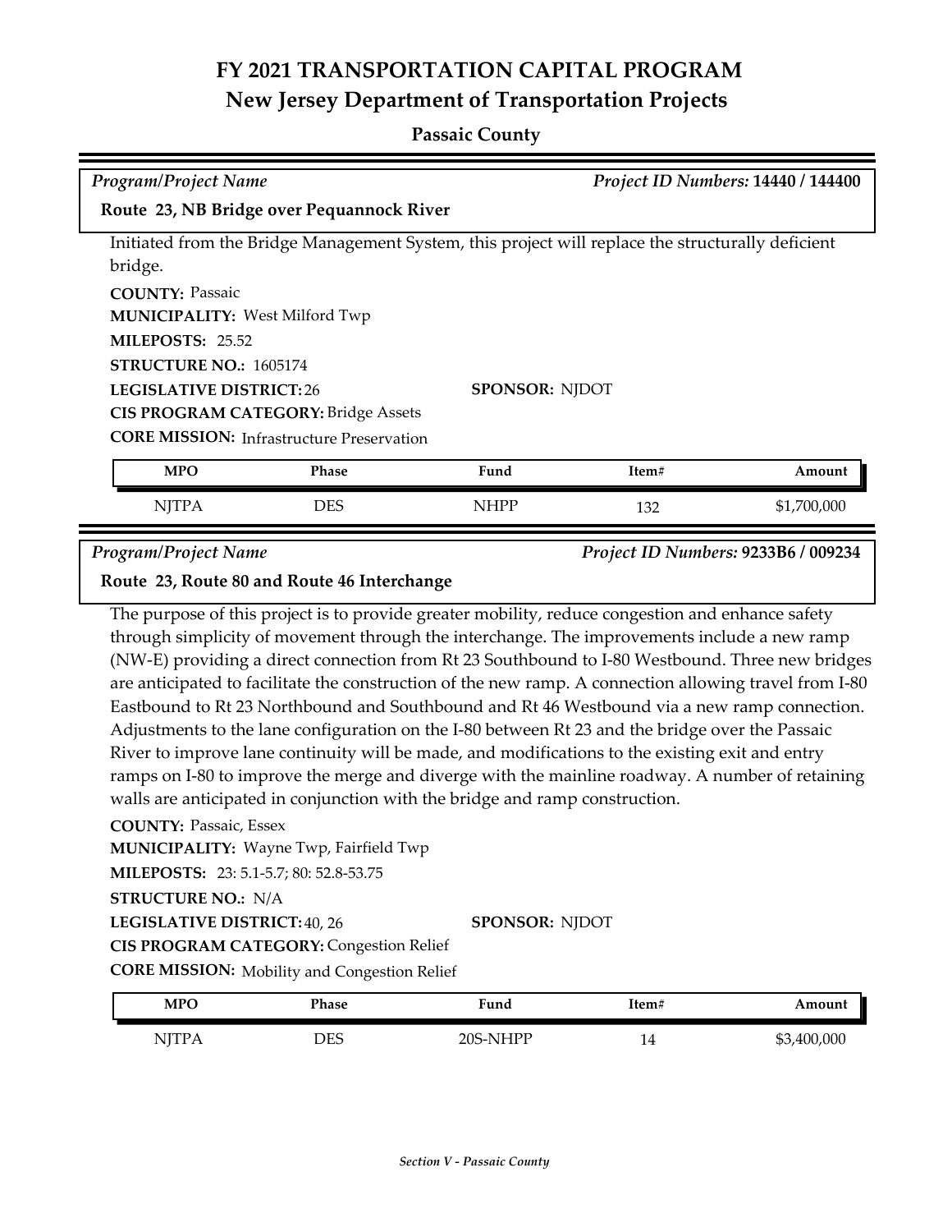# FY 2021 TRANSPORTATION CAPITAL PROGRAM

## New Jersey Department of Transportation Projects

### Passaic County

*Program/Project Name* — *Project ID Numbers:* **14440 / 144400**

**Route 23, NB Bridge over Pequannock River**

Initiated from the Bridge Management System, this project will replace the structurally deficient bridge.

**COUNTY:** Passaic
**MUNICIPALITY:** West Milford Twp
**MILEPOSTS:** 25.52
**STRUCTURE NO.:** 1605174
**LEGISLATIVE DISTRICT:** 26
**SPONSOR:** NJDOT
**CIS PROGRAM CATEGORY:** Bridge Assets
**CORE MISSION:** Infrastructure Preservation

| MPO | Phase | Fund | Item# | Amount |
|---|---|---|---|---|
| NJTPA | DES | NHPP | 132 | $1,700,000 |

*Program/Project Name* — *Project ID Numbers:* **9233B6 / 009234**

**Route 23, Route 80 and Route 46 Interchange**

The purpose of this project is to provide greater mobility, reduce congestion and enhance safety through simplicity of movement through the interchange. The improvements include a new ramp (NW-E) providing a direct connection from Rt 23 Southbound to I-80 Westbound. Three new bridges are anticipated to facilitate the construction of the new ramp. A connection allowing travel from I-80 Eastbound to Rt 23 Northbound and Southbound and Rt 46 Westbound via a new ramp connection. Adjustments to the lane configuration on the I-80 between Rt 23 and the bridge over the Passaic River to improve lane continuity will be made, and modifications to the existing exit and entry ramps on I-80 to improve the merge and diverge with the mainline roadway. A number of retaining walls are anticipated in conjunction with the bridge and ramp construction.

**COUNTY:** Passaic, Essex
**MUNICIPALITY:** Wayne Twp, Fairfield Twp
**MILEPOSTS:** 23: 5.1-5.7; 80: 52.8-53.75
**STRUCTURE NO.:** N/A
**LEGISLATIVE DISTRICT:** 40, 26
**SPONSOR:** NJDOT
**CIS PROGRAM CATEGORY:** Congestion Relief
**CORE MISSION:** Mobility and Congestion Relief

| MPO | Phase | Fund | Item# | Amount |
|---|---|---|---|---|
| NJTPA | DES | 20S-NHPP | 14 | $3,400,000 |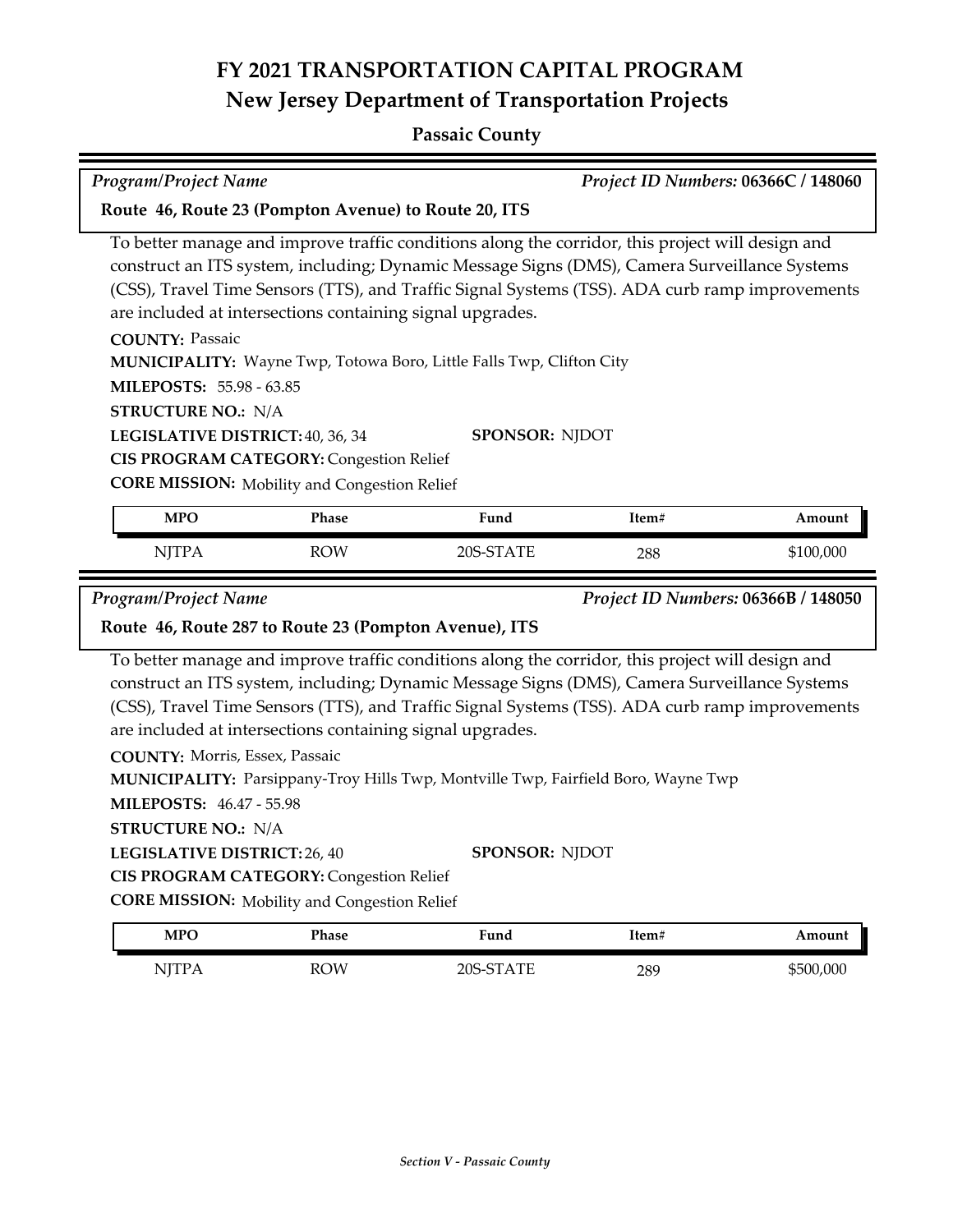# FY 2021 TRANSPORTATION CAPITAL PROGRAM

## New Jersey Department of Transportation Projects

### Passaic County

*Program/Project Name* — *Project ID Numbers:* **06366C / 148060**

**Route 46, Route 23 (Pompton Avenue) to Route 20, ITS**

To better manage and improve traffic conditions along the corridor, this project will design and construct an ITS system, including; Dynamic Message Signs (DMS), Camera Surveillance Systems (CSS), Travel Time Sensors (TTS), and Traffic Signal Systems (TSS). ADA curb ramp improvements are included at intersections containing signal upgrades.

**COUNTY:** Passaic

**MUNICIPALITY:** Wayne Twp, Totowa Boro, Little Falls Twp, Clifton City

**MILEPOSTS:** 55.98 - 63.85

**STRUCTURE NO.:** N/A

**LEGISLATIVE DISTRICT:** 40, 36, 34

**SPONSOR:** NJDOT

**CIS PROGRAM CATEGORY:** Congestion Relief

**CORE MISSION:** Mobility and Congestion Relief

| MPO | Phase | Fund | Item# | Amount |
|---|---|---|---|---|
| NJTPA | ROW | 20S-STATE | 288 | $100,000 |

*Program/Project Name* — *Project ID Numbers:* **06366B / 148050**

**Route 46, Route 287 to Route 23 (Pompton Avenue), ITS**

To better manage and improve traffic conditions along the corridor, this project will design and construct an ITS system, including; Dynamic Message Signs (DMS), Camera Surveillance Systems (CSS), Travel Time Sensors (TTS), and Traffic Signal Systems (TSS). ADA curb ramp improvements are included at intersections containing signal upgrades.

**COUNTY:** Morris, Essex, Passaic

**MUNICIPALITY:** Parsippany-Troy Hills Twp, Montville Twp, Fairfield Boro, Wayne Twp

**MILEPOSTS:** 46.47 - 55.98

**STRUCTURE NO.:** N/A

**LEGISLATIVE DISTRICT:** 26, 40

**SPONSOR:** NJDOT

**CIS PROGRAM CATEGORY:** Congestion Relief

**CORE MISSION:** Mobility and Congestion Relief

| MPO | Phase | Fund | Item# | Amount |
|---|---|---|---|---|
| NJTPA | ROW | 20S-STATE | 289 | $500,000 |